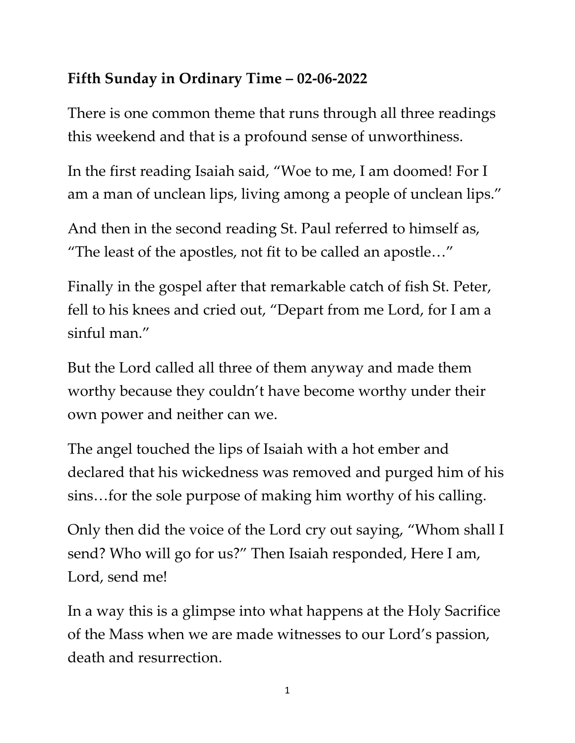**Fifth Sunday in Ordinary Time – 02-06-2022**

There is one common theme that runs through all three readings this weekend and that is a profound sense of unworthiness.

In the first reading Isaiah said, "Woe to me, I am doomed! For I am a man of unclean lips, living among a people of unclean lips."

And then in the second reading St. Paul referred to himself as, "The least of the apostles, not fit to be called an apostle…"

Finally in the gospel after that remarkable catch of fish St. Peter, fell to his knees and cried out, "Depart from me Lord, for I am a sinful man."

But the Lord called all three of them anyway and made them worthy because they couldn't have become worthy under their own power and neither can we.

The angel touched the lips of Isaiah with a hot ember and declared that his wickedness was removed and purged him of his sins…for the sole purpose of making him worthy of his calling.

Only then did the voice of the Lord cry out saying, "Whom shall I send? Who will go for us?" Then Isaiah responded, Here I am, Lord, send me!

In a way this is a glimpse into what happens at the Holy Sacrifice of the Mass when we are made witnesses to our Lord's passion, death and resurrection.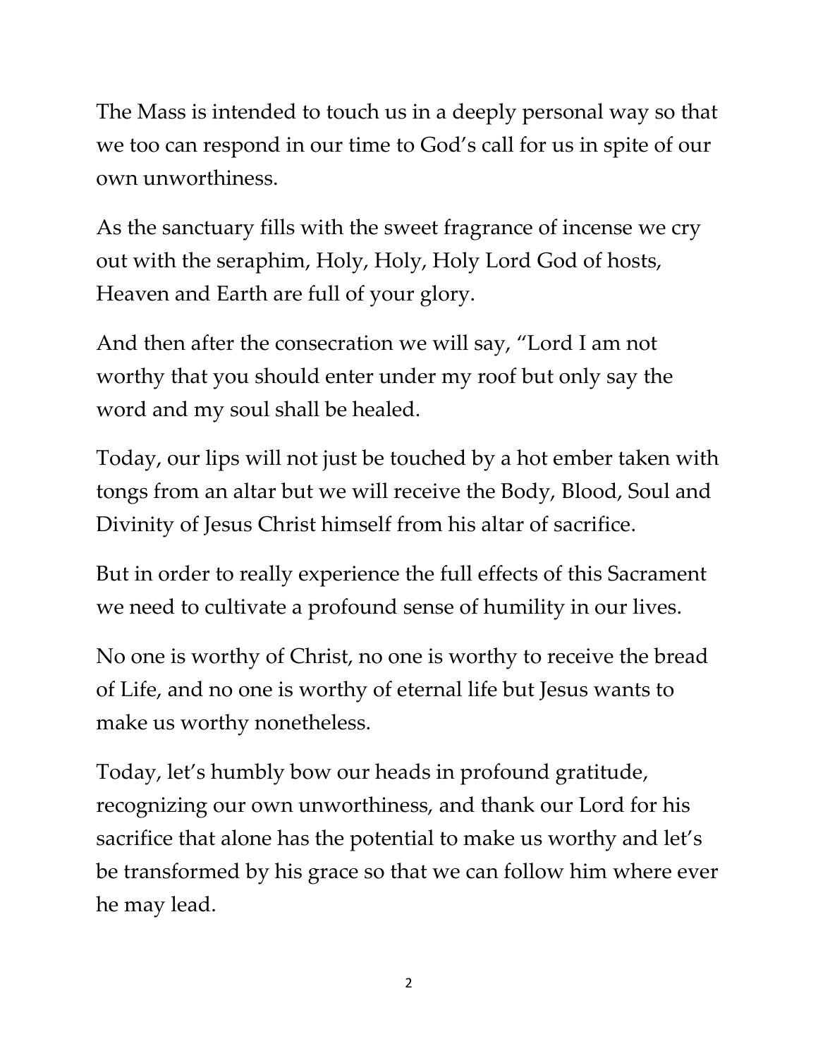The Mass is intended to touch us in a deeply personal way so that we too can respond in our time to God's call for us in spite of our own unworthiness.

As the sanctuary fills with the sweet fragrance of incense we cry out with the seraphim, Holy, Holy, Holy Lord God of hosts, Heaven and Earth are full of your glory.

And then after the consecration we will say, "Lord I am not worthy that you should enter under my roof but only say the word and my soul shall be healed.

Today, our lips will not just be touched by a hot ember taken with tongs from an altar but we will receive the Body, Blood, Soul and Divinity of Jesus Christ himself from his altar of sacrifice.

But in order to really experience the full effects of this Sacrament we need to cultivate a profound sense of humility in our lives.

No one is worthy of Christ, no one is worthy to receive the bread of Life, and no one is worthy of eternal life but Jesus wants to make us worthy nonetheless.

Today, let's humbly bow our heads in profound gratitude, recognizing our own unworthiness, and thank our Lord for his sacrifice that alone has the potential to make us worthy and let's be transformed by his grace so that we can follow him where ever he may lead.